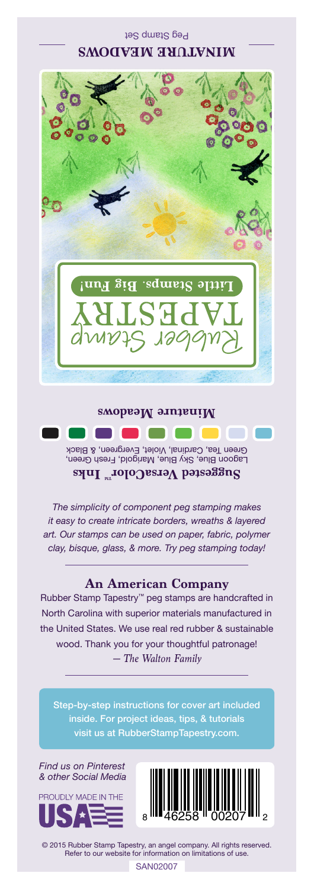Peg Stamp Set

## MINIATURE MEADOWS

Rubber Stamp TAPESTRY

Little Stamps. Big Fun!

**Miniature Meadows**

**Suggested VersaColor™ Inks**

Lagoon Blue, Sky Blue, Marigold, Fresh Green, Green Tea, Cardinal, Violet, Evergreen, & Black

*The simplicity of component peg stamping makes it easy to create intricate borders, wreaths & layered art. Our stamps can be used on paper, fabric, polymer clay, bisque, glass, & more. Try peg stamping today!*

## An American Company

Rubber Stamp Tapestry™ peg stamps are handcrafted in North Carolina with superior materials manufactured in the United States. We use real red rubber & sustainable wood. Thank you for your thoughtful patronage!
*— The Walton Family*

Step-by-step instructions for cover art included inside. For project ideas, tips, & tutorials visit us at RubberStampTapestry.com.

*Find us on Pinterest & other Social Media*

PROUDLY MADE IN THE USA

8 46258 00207 2

© 2015 Rubber Stamp Tapestry, an angel company. All rights reserved. Refer to our website for information on limitations of use.

SAN02007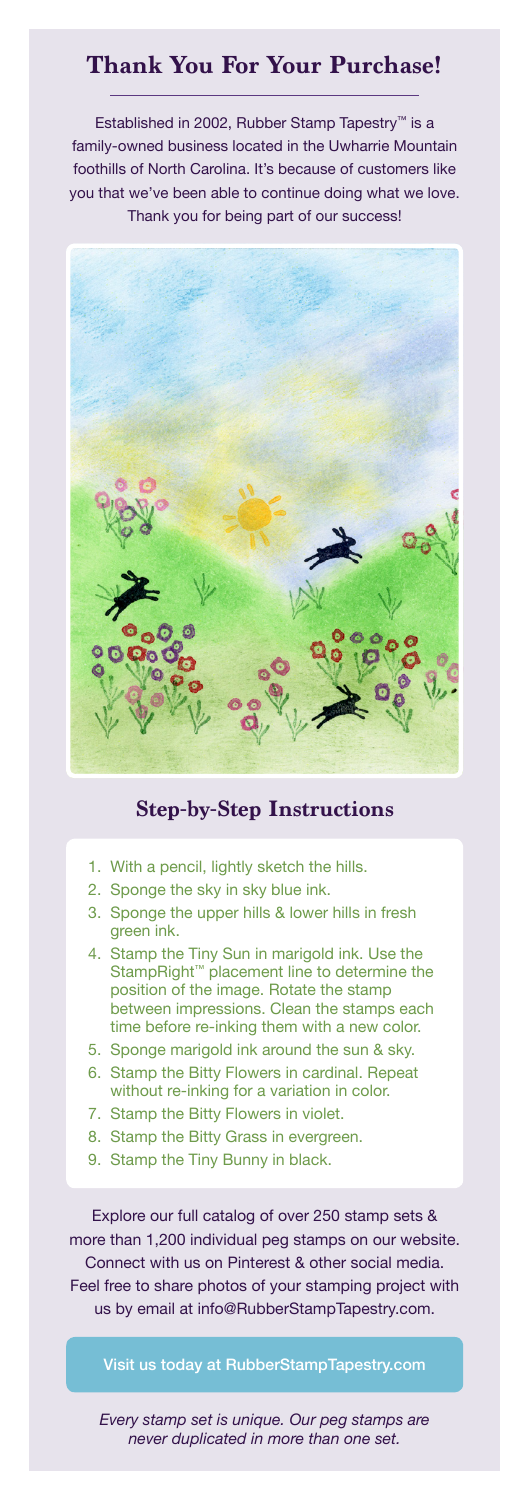## Thank You For Your Purchase!

Established in 2002, Rubber Stamp Tapestry™ is a family-owned business located in the Uwharrie Mountain foothills of North Carolina. It's because of customers like you that we've been able to continue doing what we love. Thank you for being part of our success!

### Step-by-Step Instructions

1. With a pencil, lightly sketch the hills.
2. Sponge the sky in sky blue ink.
3. Sponge the upper hills & lower hills in fresh green ink.
4. Stamp the Tiny Sun in marigold ink. Use the StampRight™ placement line to determine the position of the image. Rotate the stamp between impressions. Clean the stamps each time before re-inking them with a new color.
5. Sponge marigold ink around the sun & sky.
6. Stamp the Bitty Flowers in cardinal. Repeat without re-inking for a variation in color.
7. Stamp the Bitty Flowers in violet.
8. Stamp the Bitty Grass in evergreen.
9. Stamp the Tiny Bunny in black.

Explore our full catalog of over 250 stamp sets & more than 1,200 individual peg stamps on our website. Connect with us on Pinterest & other social media. Feel free to share photos of your stamping project with us by email at info@RubberStampTapestry.com.

Visit us today at RubberStampTapestry.com

*Every stamp set is unique. Our peg stamps are never duplicated in more than one set.*